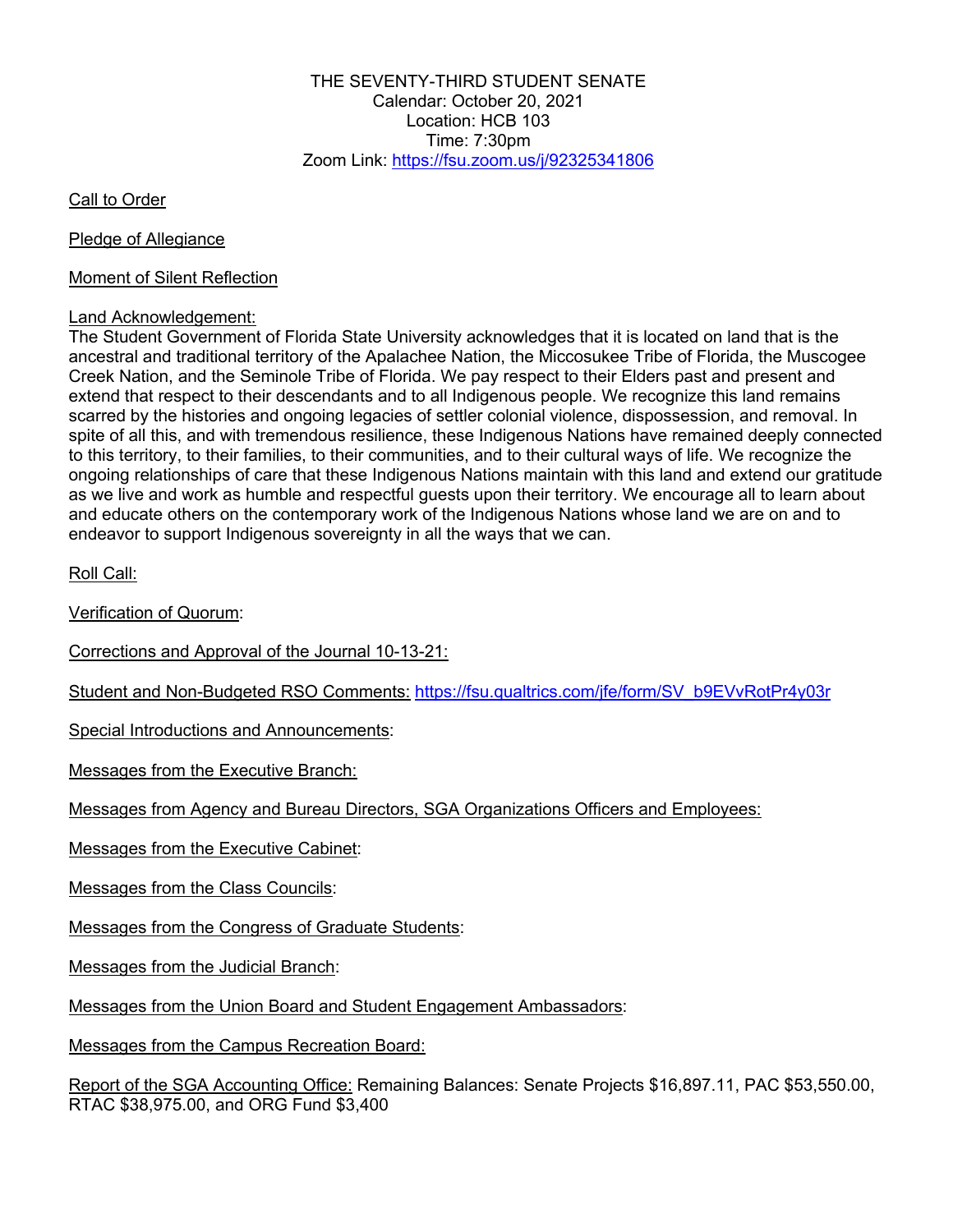THE SEVENTY-THIRD STUDENT SENATE
Calendar: October 20, 2021
Location: HCB 103
Time: 7:30pm
Zoom Link: https://fsu.zoom.us/j/92325341806

Call to Order

Pledge of Allegiance

Moment of Silent Reflection

Land Acknowledgement:
The Student Government of Florida State University acknowledges that it is located on land that is the ancestral and traditional territory of the Apalachee Nation, the Miccosukee Tribe of Florida, the Muscogee Creek Nation, and the Seminole Tribe of Florida. We pay respect to their Elders past and present and extend that respect to their descendants and to all Indigenous people. We recognize this land remains scarred by the histories and ongoing legacies of settler colonial violence, dispossession, and removal. In spite of all this, and with tremendous resilience, these Indigenous Nations have remained deeply connected to this territory, to their families, to their communities, and to their cultural ways of life. We recognize the ongoing relationships of care that these Indigenous Nations maintain with this land and extend our gratitude as we live and work as humble and respectful guests upon their territory. We encourage all to learn about and educate others on the contemporary work of the Indigenous Nations whose land we are on and to endeavor to support Indigenous sovereignty in all the ways that we can.

Roll Call:

Verification of Quorum:

Corrections and Approval of the Journal 10-13-21:

Student and Non-Budgeted RSO Comments: https://fsu.qualtrics.com/jfe/form/SV_b9EVvRotPr4y03r

Special Introductions and Announcements:

Messages from the Executive Branch:

Messages from Agency and Bureau Directors, SGA Organizations Officers and Employees:

Messages from the Executive Cabinet:

Messages from the Class Councils:

Messages from the Congress of Graduate Students:

Messages from the Judicial Branch:

Messages from the Union Board and Student Engagement Ambassadors:

Messages from the Campus Recreation Board:

Report of the SGA Accounting Office: Remaining Balances: Senate Projects $16,897.11, PAC $53,550.00, RTAC $38,975.00, and ORG Fund $3,400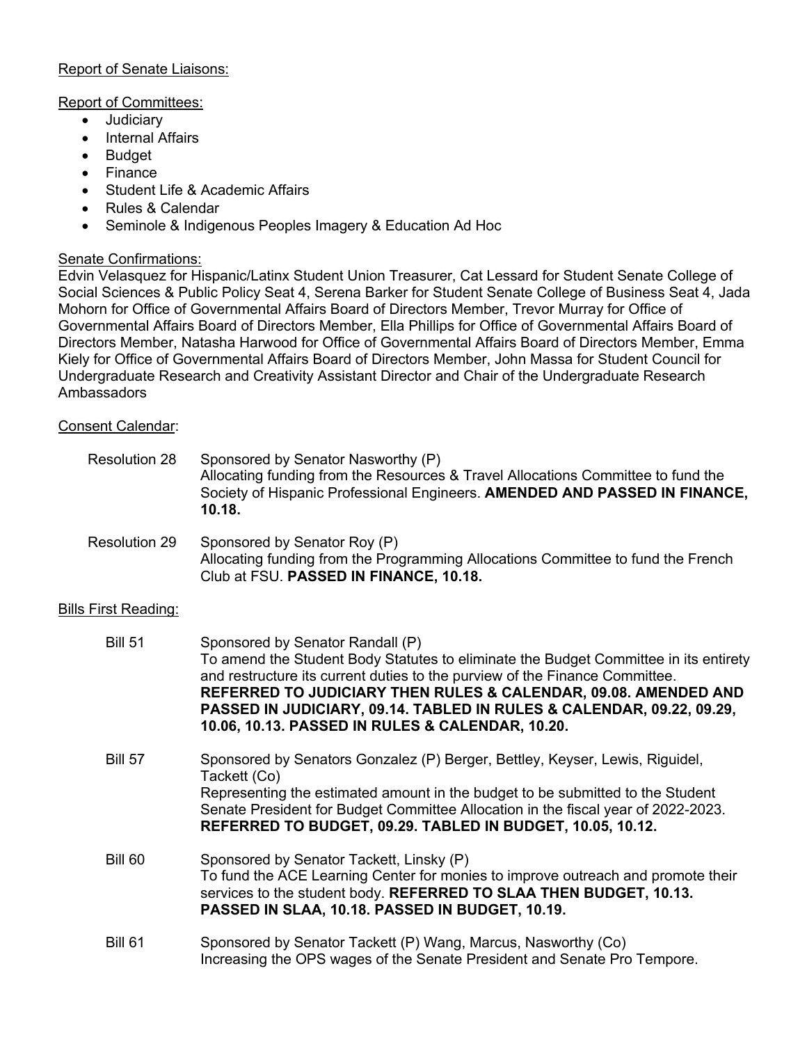Report of Senate Liaisons:

Report of Committees:

- Judiciary
- Internal Affairs
- Budget
- Finance
- Student Life & Academic Affairs
- Rules & Calendar
- Seminole & Indigenous Peoples Imagery & Education Ad Hoc

Senate Confirmations:

Edvin Velasquez for Hispanic/Latinx Student Union Treasurer, Cat Lessard for Student Senate College of Social Sciences & Public Policy Seat 4, Serena Barker for Student Senate College of Business Seat 4, Jada Mohorn for Office of Governmental Affairs Board of Directors Member, Trevor Murray for Office of Governmental Affairs Board of Directors Member, Ella Phillips for Office of Governmental Affairs Board of Directors Member, Natasha Harwood for Office of Governmental Affairs Board of Directors Member, Emma Kiely for Office of Governmental Affairs Board of Directors Member, John Massa for Student Council for Undergraduate Research and Creativity Assistant Director and Chair of the Undergraduate Research Ambassadors

Consent Calendar:

Resolution 28 — Sponsored by Senator Nasworthy (P)
Allocating funding from the Resources & Travel Allocations Committee to fund the Society of Hispanic Professional Engineers. **AMENDED AND PASSED IN FINANCE, 10.18.**

Resolution 29 — Sponsored by Senator Roy (P)
Allocating funding from the Programming Allocations Committee to fund the French Club at FSU. **PASSED IN FINANCE, 10.18.**

Bills First Reading:

Bill 51 — Sponsored by Senator Randall (P)
To amend the Student Body Statutes to eliminate the Budget Committee in its entirety and restructure its current duties to the purview of the Finance Committee. **REFERRED TO JUDICIARY THEN RULES & CALENDAR, 09.08. AMENDED AND PASSED IN JUDICIARY, 09.14. TABLED IN RULES & CALENDAR, 09.22, 09.29, 10.06, 10.13. PASSED IN RULES & CALENDAR, 10.20.**

Bill 57 — Sponsored by Senators Gonzalez (P) Berger, Bettley, Keyser, Lewis, Riguidel, Tackett (Co)
Representing the estimated amount in the budget to be submitted to the Student Senate President for Budget Committee Allocation in the fiscal year of 2022-2023. **REFERRED TO BUDGET, 09.29. TABLED IN BUDGET, 10.05, 10.12.**

Bill 60 — Sponsored by Senator Tackett, Linsky (P)
To fund the ACE Learning Center for monies to improve outreach and promote their services to the student body. **REFERRED TO SLAA THEN BUDGET, 10.13. PASSED IN SLAA, 10.18. PASSED IN BUDGET, 10.19.**

Bill 61 — Sponsored by Senator Tackett (P) Wang, Marcus, Nasworthy (Co)
Increasing the OPS wages of the Senate President and Senate Pro Tempore.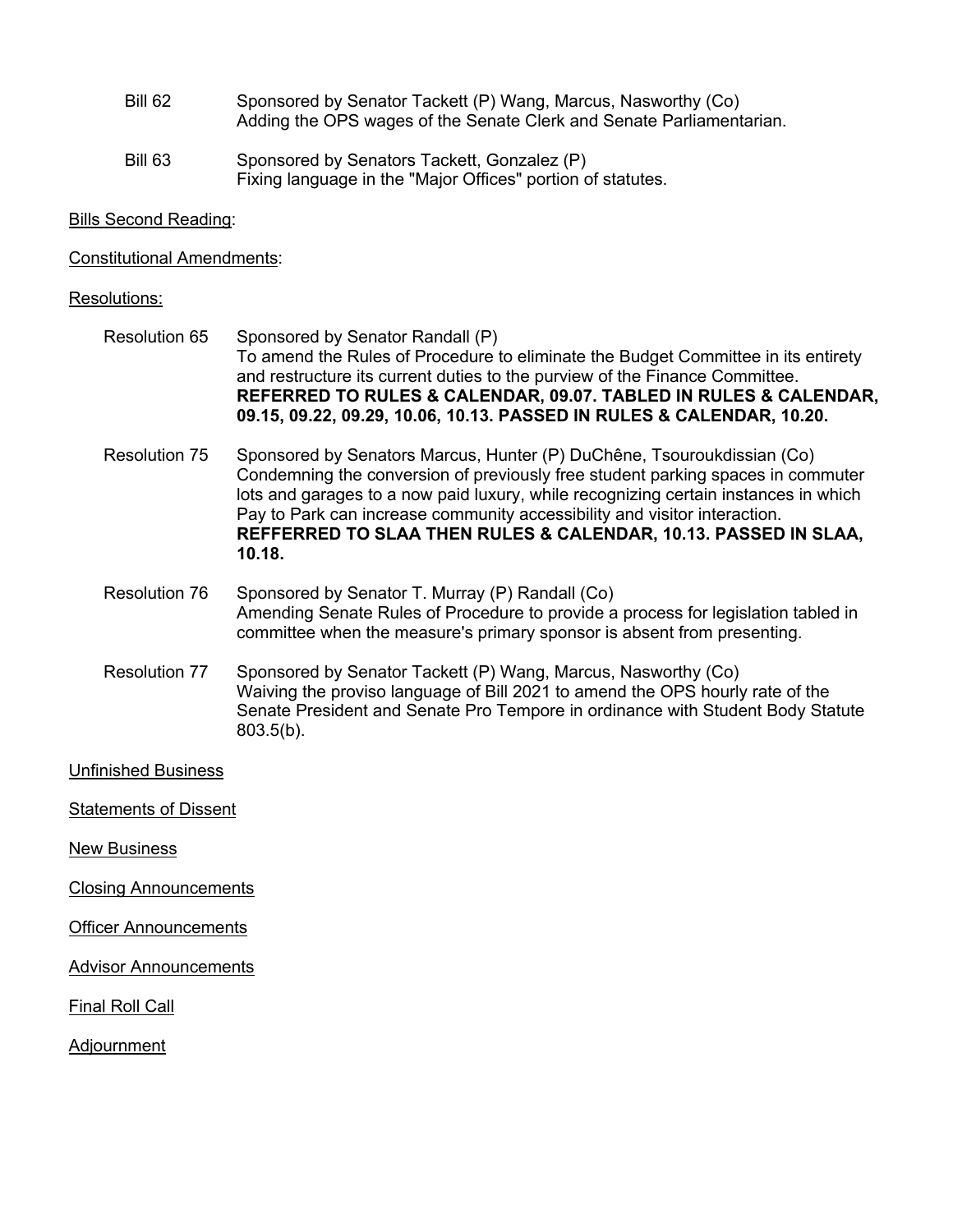Bill 62 Sponsored by Senator Tackett (P) Wang, Marcus, Nasworthy (Co)
Adding the OPS wages of the Senate Clerk and Senate Parliamentarian.

Bill 63 Sponsored by Senators Tackett, Gonzalez (P)
Fixing language in the "Major Offices" portion of statutes.

Bills Second Reading:

Constitutional Amendments:

Resolutions:

Resolution 65 Sponsored by Senator Randall (P)
To amend the Rules of Procedure to eliminate the Budget Committee in its entirety and restructure its current duties to the purview of the Finance Committee.
**REFERRED TO RULES & CALENDAR, 09.07. TABLED IN RULES & CALENDAR, 09.15, 09.22, 09.29, 10.06, 10.13. PASSED IN RULES & CALENDAR, 10.20.**

Resolution 75 Sponsored by Senators Marcus, Hunter (P) DuChêne, Tsouroukdissian (Co)
Condemning the conversion of previously free student parking spaces in commuter lots and garages to a now paid luxury, while recognizing certain instances in which Pay to Park can increase community accessibility and visitor interaction.
**REFFERRED TO SLAA THEN RULES & CALENDAR, 10.13. PASSED IN SLAA, 10.18.**

Resolution 76 Sponsored by Senator T. Murray (P) Randall (Co)
Amending Senate Rules of Procedure to provide a process for legislation tabled in committee when the measure's primary sponsor is absent from presenting.

Resolution 77 Sponsored by Senator Tackett (P) Wang, Marcus, Nasworthy (Co)
Waiving the proviso language of Bill 2021 to amend the OPS hourly rate of the Senate President and Senate Pro Tempore in ordinance with Student Body Statute 803.5(b).

Unfinished Business

Statements of Dissent

New Business

Closing Announcements

Officer Announcements

Advisor Announcements

Final Roll Call

Adjournment